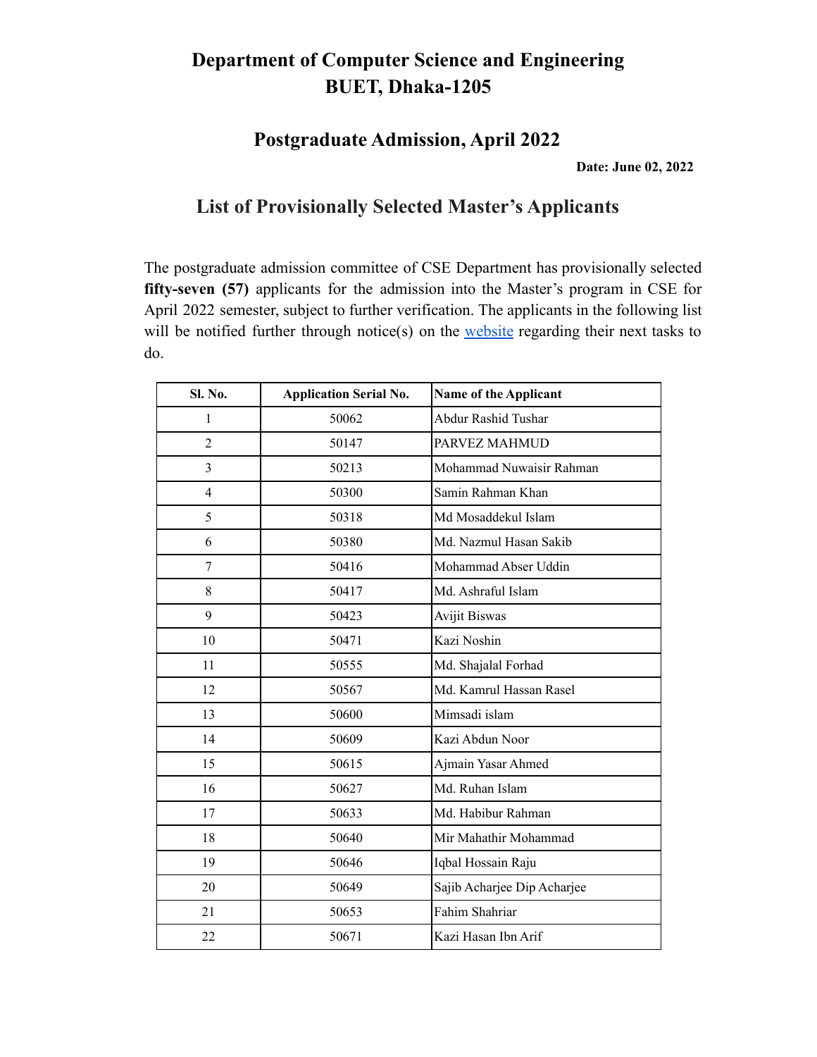# Department of Computer Science and Engineering
# BUET, Dhaka-1205

## Postgraduate Admission, April 2022

**Date: June 02, 2022**

## List of Provisionally Selected Master's Applicants

The postgraduate admission committee of CSE Department has provisionally selected **fifty-seven (57)** applicants for the admission into the Master's program in CSE for April 2022 semester, subject to further verification. The applicants in the following list will be notified further through notice(s) on the website regarding their next tasks to do.

| Sl. No. | Application Serial No. | Name of the Applicant |
|---|---|---|
| 1 | 50062 | Abdur Rashid Tushar |
| 2 | 50147 | PARVEZ MAHMUD |
| 3 | 50213 | Mohammad Nuwaisir Rahman |
| 4 | 50300 | Samin Rahman Khan |
| 5 | 50318 | Md Mosaddekul Islam |
| 6 | 50380 | Md. Nazmul Hasan Sakib |
| 7 | 50416 | Mohammad Abser Uddin |
| 8 | 50417 | Md. Ashraful Islam |
| 9 | 50423 | Avijit Biswas |
| 10 | 50471 | Kazi Noshin |
| 11 | 50555 | Md. Shajalal Forhad |
| 12 | 50567 | Md. Kamrul Hassan Rasel |
| 13 | 50600 | Mimsadi islam |
| 14 | 50609 | Kazi Abdun Noor |
| 15 | 50615 | Ajmain Yasar Ahmed |
| 16 | 50627 | Md. Ruhan Islam |
| 17 | 50633 | Md. Habibur Rahman |
| 18 | 50640 | Mir Mahathir Mohammad |
| 19 | 50646 | Iqbal Hossain Raju |
| 20 | 50649 | Sajib Acharjee Dip Acharjee |
| 21 | 50653 | Fahim Shahriar |
| 22 | 50671 | Kazi Hasan Ibn Arif |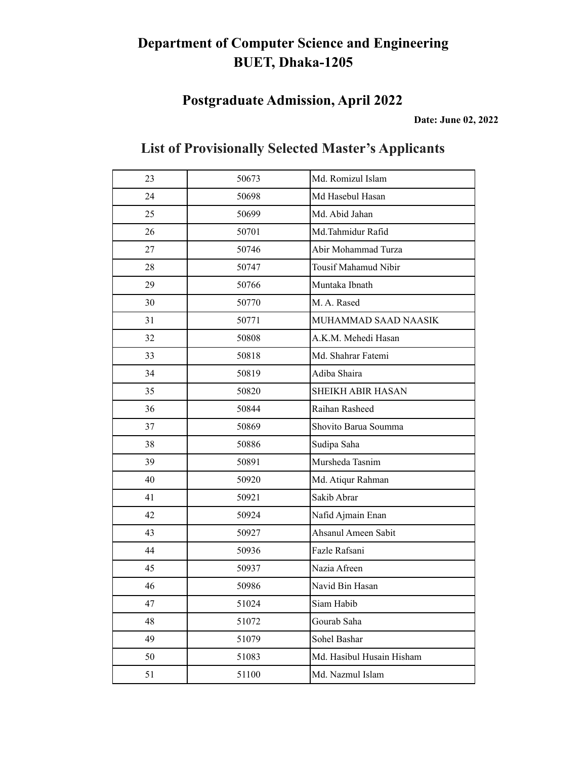# Department of Computer Science and Engineering
# BUET, Dhaka-1205

## Postgraduate Admission, April 2022

**Date: June 02, 2022**

## List of Provisionally Selected Master's Applicants

| | | |
|---|---|---|
| 23 | 50673 | Md. Romizul Islam |
| 24 | 50698 | Md Hasebul Hasan |
| 25 | 50699 | Md. Abid Jahan |
| 26 | 50701 | Md.Tahmidur Rafid |
| 27 | 50746 | Abir Mohammad Turza |
| 28 | 50747 | Tousif Mahamud Nibir |
| 29 | 50766 | Muntaka Ibnath |
| 30 | 50770 | M. A. Rased |
| 31 | 50771 | MUHAMMAD SAAD NAASIK |
| 32 | 50808 | A.K.M. Mehedi Hasan |
| 33 | 50818 | Md. Shahrar Fatemi |
| 34 | 50819 | Adiba Shaira |
| 35 | 50820 | SHEIKH ABIR HASAN |
| 36 | 50844 | Raihan Rasheed |
| 37 | 50869 | Shovito Barua Soumma |
| 38 | 50886 | Sudipa Saha |
| 39 | 50891 | Mursheda Tasnim |
| 40 | 50920 | Md. Atiqur Rahman |
| 41 | 50921 | Sakib Abrar |
| 42 | 50924 | Nafid Ajmain Enan |
| 43 | 50927 | Ahsanul Ameen Sabit |
| 44 | 50936 | Fazle Rafsani |
| 45 | 50937 | Nazia Afreen |
| 46 | 50986 | Navid Bin Hasan |
| 47 | 51024 | Siam Habib |
| 48 | 51072 | Gourab Saha |
| 49 | 51079 | Sohel Bashar |
| 50 | 51083 | Md. Hasibul Husain Hisham |
| 51 | 51100 | Md. Nazmul Islam |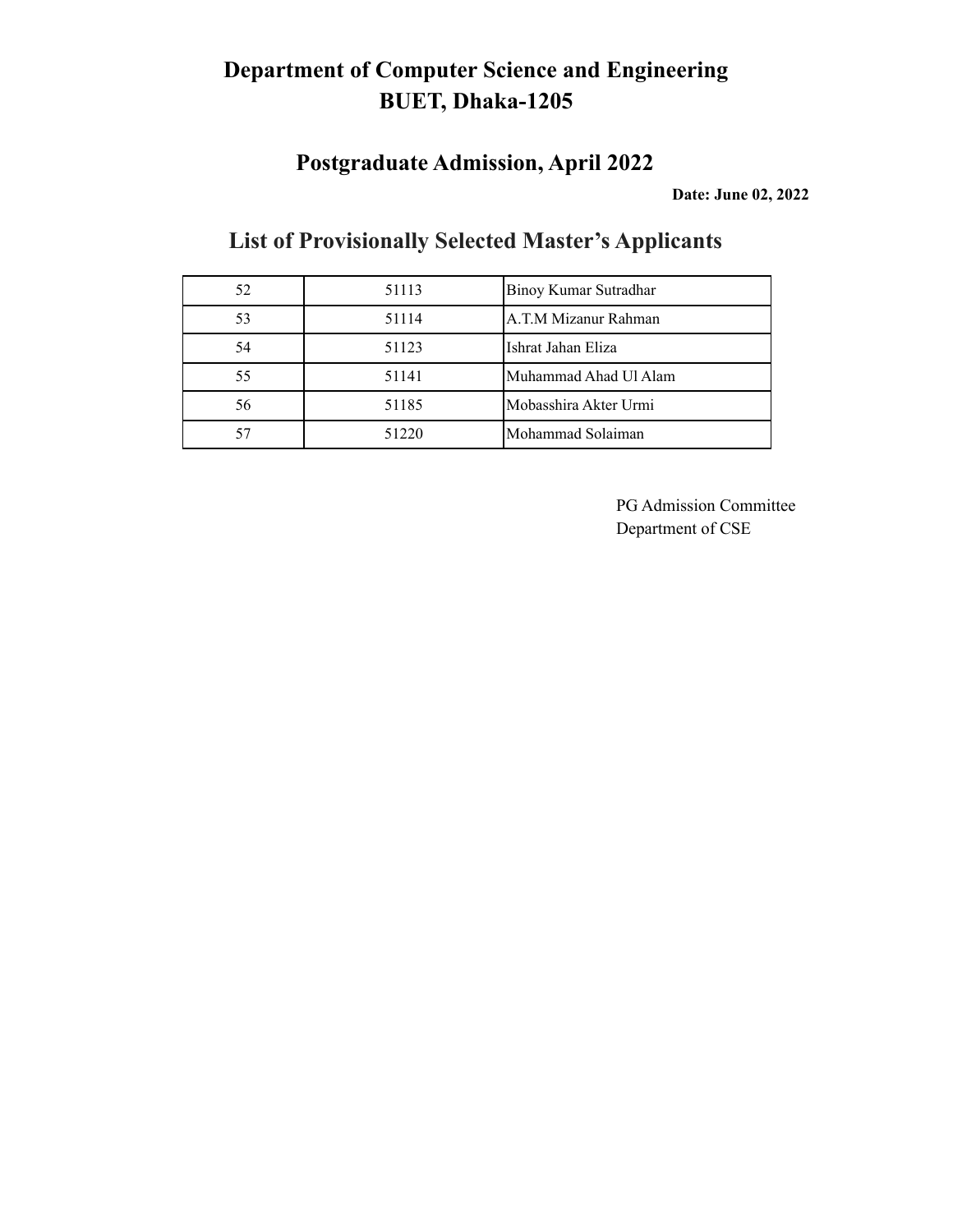# Department of Computer Science and Engineering
# BUET, Dhaka-1205

## Postgraduate Admission, April 2022

**Date: June 02, 2022**

## List of Provisionally Selected Master's Applicants

| | | |
|---|---|---|
| 52 | 51113 | Binoy Kumar Sutradhar |
| 53 | 51114 | A.T.M Mizanur Rahman |
| 54 | 51123 | Ishrat Jahan Eliza |
| 55 | 51141 | Muhammad Ahad Ul Alam |
| 56 | 51185 | Mobasshira Akter Urmi |
| 57 | 51220 | Mohammad Solaiman |

PG Admission Committee
Department of CSE